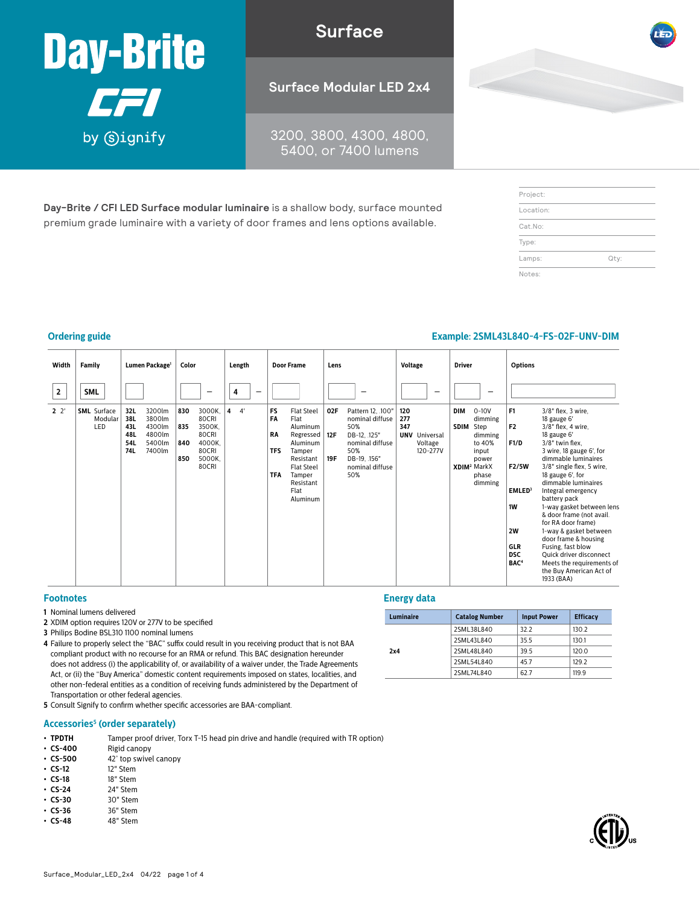# Day-Brite CFI by Signify

## Surface

## Surface Modular LED 2x4

3200, 3800, 4300, 4800, 5400, or 7400 lumens

**Day-Brite / CFI LED Surface modular luminaire** is a shallow body, surface mounted premium grade luminaire with a variety of door frames and lens options available.

| |
|---|
| Project: |
| Location: |
| Cat.No: |
| Type: |
| Lamps: Qty: |
| Notes: |

## Ordering guide

**Example: 2SML43L840-4-FS-02F-UNV-DIM**

| Width | Family | Lumen Package[1] | Color | Length | Door Frame | Lens | Voltage | Driver | Options |
|---|---|---|---|---|---|---|---|---|---|
| 2 | SML | | – | 4 – | | – | – | – | |
| **2** 2' | **SML** Surface Modular LED | **32L** 3200lm<br>**38L** 3800lm<br>**43L** 4300lm<br>**48L** 4800lm<br>**54L** 5400lm<br>**74L** 7400lm | **830** 3000K, 80CRI<br>**835** 3500K, 80CRI<br>**840** 4000K, 80CRI<br>**850** 5000K, 80CRI | **4** 4' | **FS** Flat Steel<br>**FA** Flat Aluminum<br>**RA** Regressed Aluminum<br>**TFS** Tamper Resistant Flat Steel<br>**TFA** Tamper Resistant Flat Aluminum | **02F** Pattern 12, .100" nominal diffuse 50%<br>**12F** DB-12, .125" nominal diffuse 50%<br>**19F** DB-19, .156" nominal diffuse 50% | **120**<br>**277**<br>**347**<br>**UNV** Universal Voltage 120-277V | **DIM** 0-10V dimming<br>**SDIM** Step dimming to 40% input power<br>**XDIM**[2] MarkX phase dimming | **F1** 3/8" flex, 3 wire, 18 gauge 6'<br>**F2** 3/8" flex, 4 wire, 18 gauge 6'<br>**F1/D** 3/8" twin flex, 3 wire, 18 gauge 6', for dimmable luminaires<br>**F2/5W** 3/8" single flex, 5 wire, 18 gauge 6', for dimmable luminaires<br>**EMLED**[3] Integral emergency battery pack<br>**1W** 1-way gasket between lens & door frame (not avail. for RA door frame)<br>**2W** 1-way & gasket between door frame & housing<br>**GLR** Fusing, fast blow<br>**DSC** Quick driver disconnect<br>**BAC**[4] Meets the requirements of the Buy American Act of 1933 (BAA) |

## Footnotes

1. Nominal lumens delivered
2. XDIM option requires 120V or 277V to be specified
3. Philips Bodine BSL310 1100 nominal lumens
4. Failure to properly select the "BAC" suffix could result in you receiving product that is not BAA compliant product with no recourse for an RMA or refund. This BAC designation hereunder does not address (i) the applicability of, or availability of a waiver under, the Trade Agreements Act, or (ii) the "Buy America" domestic content requirements imposed on states, localities, and other non-federal entities as a condition of receiving funds administered by the Department of Transportation or other federal agencies.
5. Consult Signify to confirm whether specific accessories are BAA-compliant.

## Energy data

| Luminaire | Catalog Number | Input Power | Efficacy |
|---|---|---|---|
| 2x4 | 2SML38L840 | 32.2 | 130.2 |
| | 2SML43L840 | 35.5 | 130.1 |
| | 2SML48L840 | 39.5 | 120.0 |
| | 2SML54L840 | 45.7 | 129.2 |
| | 2SML74L840 | 62.7 | 119.9 |

## Accessories[5] (order separately)

- **TPDTH** Tamper proof driver, Torx T-15 head pin drive and handle (required with TR option)
- **CS-400** Rigid canopy
- **CS-500** 42˚ top swivel canopy
- **CS-12** 12" Stem
- **CS-18** 18" Stem
- **CS-24** 24" Stem
- **CS-30** 30" Stem
- **CS-36** 36" Stem
- **CS-48** 48" Stem

Surface_Modular_LED_2x4 04/22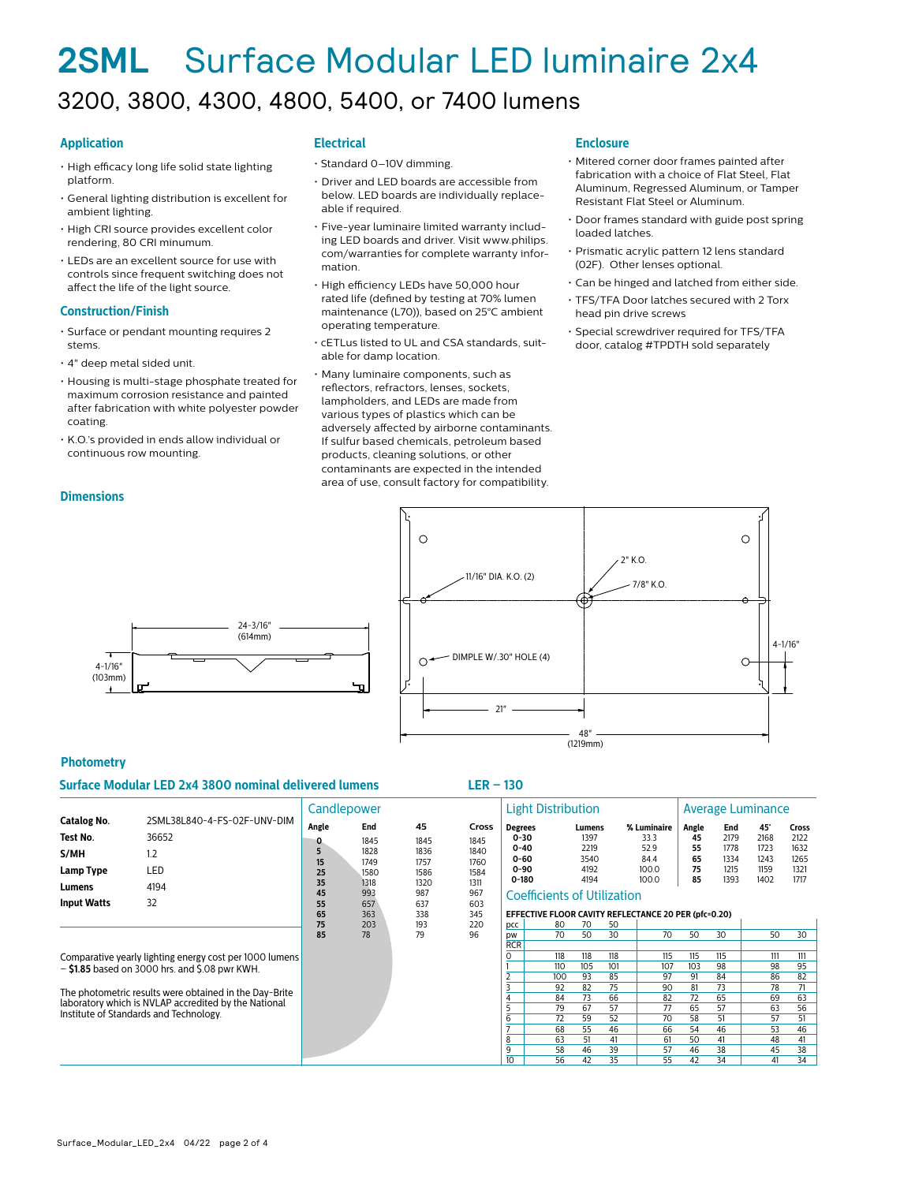# 2SML Surface Modular LED luminaire 2x4

## 3200, 3800, 4300, 4800, 5400, or 7400 lumens

### Application

- High efficacy long life solid state lighting platform.
- General lighting distribution is excellent for ambient lighting.
- High CRI source provides excellent color rendering, 80 CRI minumum.
- LEDs are an excellent source for use with controls since frequent switching does not affect the life of the light source.

### Construction/Finish

- Surface or pendant mounting requires 2 stems.
- 4" deep metal sided unit.
- Housing is multi-stage phosphate treated for maximum corrosion resistance and painted after fabrication with white polyester powder coating.
- K.O.'s provided in ends allow individual or continuous row mounting.

### Electrical

- Standard 0–10V dimming.
- Driver and LED boards are accessible from below. LED boards are individually replaceable if required.
- Five-year luminaire limited warranty including LED boards and driver. Visit www.philips.com/warranties for complete warranty information.
- High efficiency LEDs have 50,000 hour rated life (defined by testing at 70% lumen maintenance (L70)), based on 25°C ambient operating temperature.
- cETLus listed to UL and CSA standards, suitable for damp location.
- Many luminaire components, such as reflectors, refractors, lenses, sockets, lampholders, and LEDs are made from various types of plastics which can be adversely affected by airborne contaminants. If sulfur based chemicals, petroleum based products, cleaning solutions, or other contaminants are expected in the intended area of use, consult factory for compatibility.

### Enclosure

- Mitered corner door frames painted after fabrication with a choice of Flat Steel, Flat Aluminum, Regressed Aluminum, or Tamper Resistant Flat Steel or Aluminum.
- Door frames standard with guide post spring loaded latches.
- Prismatic acrylic pattern 12 lens standard (02F). Other lenses optional.
- Can be hinged and latched from either side.
- TFS/TFA Door latches secured with 2 Torx head pin drive screws
- Special screwdriver required for TFS/TFA door, catalog #TPDTH sold separately

### Dimensions

24-3/16" (614mm); 4-1/16" (103mm)

11/16" DIA. K.O. (2); 2" K.O.; 7/8" K.O.; DIMPLE W/.30" HOLE (4); 4-1/16"; 21"; 48" (1219mm)

### Photometry

#### Surface Modular LED 2x4 3800 nominal delivered lumens — LER – 130

| | |
|---|---|
| **Catalog No.** | 2SML38L840-4-FS-02F-UNV-DIM |
| **Test No.** | 36652 |
| **S/MH** | 1.2 |
| **Lamp Type** | LED |
| **Lumens** | 4194 |
| **Input Watts** | 32 |

Comparative yearly lighting energy cost per 1000 lumens – **$1.85** based on 3000 hrs. and $.08 pwr KWH.

The photometric results were obtained in the Day-Brite laboratory which is NVLAP accredited by the National Institute of Standards and Technology.

**Candlepower**

| Angle | End | 45 | Cross |
|---|---|---|---|
| 0 | 1845 | 1845 | 1845 |
| 5 | 1828 | 1836 | 1840 |
| 15 | 1749 | 1757 | 1760 |
| 25 | 1580 | 1586 | 1584 |
| 35 | 1318 | 1320 | 1311 |
| 45 | 993 | 987 | 967 |
| 55 | 657 | 637 | 603 |
| 65 | 363 | 338 | 345 |
| 75 | 203 | 193 | 220 |
| 85 | 78 | 79 | 96 |

**Light Distribution**

| Degrees | Lumens | % Luminaire |
|---|---|---|
| 0-30 | 1397 | 33.3 |
| 0-40 | 2219 | 52.9 |
| 0-60 | 3540 | 84.4 |
| 0-90 | 4192 | 100.0 |
| 0-180 | 4194 | 100.0 |

**Average Luminance**

| Angle | End | 45° | Cross |
|---|---|---|---|
| 45 | 2179 | 2168 | 2122 |
| 55 | 1778 | 1723 | 1632 |
| 65 | 1334 | 1243 | 1265 |
| 75 | 1215 | 1159 | 1321 |
| 85 | 1393 | 1402 | 1717 |

**Coefficients of Utilization**

EFFECTIVE FLOOR CAVITY REFLECTANCE 20 PER (pfc=0.20)

| pcc | 80 | | | 70 | | | 50 | |
|---|---|---|---|---|---|---|---|---|
| pw | 70 | 50 | 30 | 70 | 50 | 30 | 50 | 30 |
| RCR | | | | | | | | |
| 0 | 118 | 118 | 118 | 115 | 115 | 115 | 111 | 111 |
| 1 | 110 | 105 | 101 | 107 | 103 | 98 | 98 | 95 |
| 2 | 100 | 93 | 85 | 97 | 91 | 84 | 86 | 82 |
| 3 | 92 | 82 | 75 | 90 | 81 | 73 | 78 | 71 |
| 4 | 84 | 73 | 66 | 82 | 72 | 65 | 69 | 63 |
| 5 | 79 | 67 | 57 | 77 | 65 | 57 | 63 | 56 |
| 6 | 72 | 59 | 52 | 70 | 58 | 51 | 57 | 51 |
| 7 | 68 | 55 | 46 | 66 | 54 | 46 | 53 | 46 |
| 8 | 63 | 51 | 41 | 61 | 50 | 41 | 48 | 41 |
| 9 | 58 | 46 | 39 | 57 | 46 | 38 | 45 | 38 |
| 10 | 56 | 42 | 35 | 55 | 42 | 34 | 41 | 34 |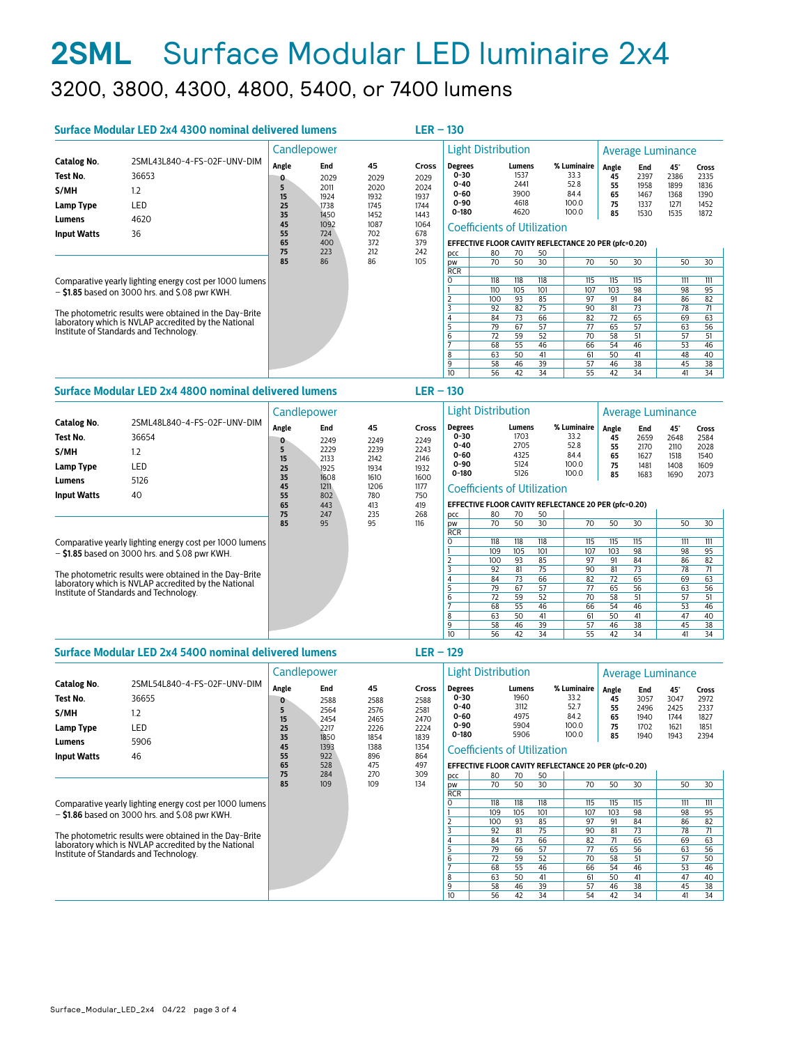# 2SML Surface Modular LED luminaire 2x4

## 3200, 3800, 4300, 4800, 5400, or 7400 lumens

### Surface Modular LED 2x4 4300 nominal delivered lumens — LER – 130

| | |
|---|---|
| **Catalog No.** | 2SML43L840-4-FS-02F-UNV-DIM |
| **Test No.** | 36653 |
| **S/MH** | 1.2 |
| **Lamp Type** | LED |
| **Lumens** | 4620 |
| **Input Watts** | 36 |

Comparative yearly lighting energy cost per 1000 lumens – **$1.85** based on 3000 hrs. and $.08 pwr KWH.

The photometric results were obtained in the Day-Brite laboratory which is NVLAP accredited by the National Institute of Standards and Technology.

**Candlepower**

| Angle | End | 45 | Cross |
|---|---|---|---|
| 0 | 2029 | 2029 | 2029 |
| 5 | 2011 | 2020 | 2024 |
| 15 | 1924 | 1932 | 1937 |
| 25 | 1738 | 1745 | 1744 |
| 35 | 1450 | 1452 | 1443 |
| 45 | 1092 | 1087 | 1064 |
| 55 | 724 | 702 | 678 |
| 65 | 400 | 372 | 379 |
| 75 | 223 | 212 | 242 |
| 85 | 86 | 86 | 105 |

**Light Distribution**

| Degrees | Lumens | % Luminaire |
|---|---|---|
| 0-30 | 1537 | 33.3 |
| 0-40 | 2441 | 52.8 |
| 0-60 | 3900 | 84.4 |
| 0-90 | 4618 | 100.0 |
| 0-180 | 4620 | 100.0 |

**Average Luminance**

| Angle | End | 45° | Cross |
|---|---|---|---|
| 45 | 2397 | 2386 | 2335 |
| 55 | 1958 | 1899 | 1836 |
| 65 | 1467 | 1368 | 1390 |
| 75 | 1337 | 1271 | 1452 |
| 85 | 1530 | 1535 | 1872 |

**Coefficients of Utilization**

EFFECTIVE FLOOR CAVITY REFLECTANCE 20 PER (pfc=0.20)

| pcc | 80 | | | 70 | | | 50 | |
|---|---|---|---|---|---|---|---|---|
| pw | 70 | 50 | 30 | 70 | 50 | 30 | 50 | 30 |
| RCR | | | | | | | | |
| 0 | 118 | 118 | 118 | 115 | 115 | 115 | 111 | 111 |
| 1 | 110 | 105 | 101 | 107 | 103 | 98 | 98 | 95 |
| 2 | 100 | 93 | 85 | 97 | 91 | 84 | 86 | 82 |
| 3 | 92 | 82 | 75 | 90 | 81 | 73 | 78 | 71 |
| 4 | 84 | 73 | 66 | 82 | 72 | 65 | 69 | 63 |
| 5 | 79 | 67 | 57 | 77 | 65 | 57 | 63 | 56 |
| 6 | 72 | 59 | 52 | 70 | 58 | 51 | 57 | 51 |
| 7 | 68 | 55 | 46 | 66 | 54 | 46 | 53 | 46 |
| 8 | 63 | 50 | 41 | 61 | 50 | 41 | 48 | 40 |
| 9 | 58 | 46 | 39 | 57 | 46 | 38 | 45 | 38 |
| 10 | 56 | 42 | 34 | 55 | 42 | 34 | 41 | 34 |

### Surface Modular LED 2x4 4800 nominal delivered lumens — LER – 130

| | |
|---|---|
| **Catalog No.** | 2SML48L840-4-FS-02F-UNV-DIM |
| **Test No.** | 36654 |
| **S/MH** | 1.2 |
| **Lamp Type** | LED |
| **Lumens** | 5126 |
| **Input Watts** | 40 |

Comparative yearly lighting energy cost per 1000 lumens – **$1.85** based on 3000 hrs. and $.08 pwr KWH.

The photometric results were obtained in the Day-Brite laboratory which is NVLAP accredited by the National Institute of Standards and Technology.

**Candlepower**

| Angle | End | 45 | Cross |
|---|---|---|---|
| 0 | 2249 | 2249 | 2249 |
| 5 | 2229 | 2239 | 2243 |
| 15 | 2133 | 2142 | 2146 |
| 25 | 1925 | 1934 | 1932 |
| 35 | 1608 | 1610 | 1600 |
| 45 | 1211 | 1206 | 1177 |
| 55 | 802 | 780 | 750 |
| 65 | 443 | 413 | 419 |
| 75 | 247 | 235 | 268 |
| 85 | 95 | 95 | 116 |

**Light Distribution**

| Degrees | Lumens | % Luminaire |
|---|---|---|
| 0-30 | 1703 | 33.2 |
| 0-40 | 2705 | 52.8 |
| 0-60 | 4325 | 84.4 |
| 0-90 | 5124 | 100.0 |
| 0-180 | 5126 | 100.0 |

**Average Luminance**

| Angle | End | 45° | Cross |
|---|---|---|---|
| 45 | 2659 | 2648 | 2584 |
| 55 | 2170 | 2110 | 2028 |
| 65 | 1627 | 1518 | 1540 |
| 75 | 1481 | 1408 | 1609 |
| 85 | 1683 | 1690 | 2073 |

**Coefficients of Utilization**

EFFECTIVE FLOOR CAVITY REFLECTANCE 20 PER (pfc=0.20)

| pcc | 80 | | | 70 | | | 50 | |
|---|---|---|---|---|---|---|---|---|
| pw | 70 | 50 | 30 | 70 | 50 | 30 | 50 | 30 |
| RCR | | | | | | | | |
| 0 | 118 | 118 | 118 | 115 | 115 | 115 | 111 | 111 |
| 1 | 109 | 105 | 101 | 107 | 103 | 98 | 98 | 95 |
| 2 | 100 | 93 | 85 | 97 | 91 | 84 | 86 | 82 |
| 3 | 92 | 81 | 75 | 90 | 81 | 73 | 78 | 71 |
| 4 | 84 | 73 | 66 | 82 | 72 | 65 | 69 | 63 |
| 5 | 79 | 67 | 57 | 77 | 65 | 56 | 63 | 56 |
| 6 | 72 | 59 | 52 | 70 | 58 | 51 | 57 | 51 |
| 7 | 68 | 55 | 46 | 66 | 54 | 46 | 53 | 46 |
| 8 | 63 | 50 | 41 | 61 | 50 | 41 | 47 | 40 |
| 9 | 58 | 46 | 39 | 57 | 46 | 38 | 45 | 38 |
| 10 | 56 | 42 | 34 | 55 | 42 | 34 | 41 | 34 |

### Surface Modular LED 2x4 5400 nominal delivered lumens — LER – 129

| | |
|---|---|
| **Catalog No.** | 2SML54L840-4-FS-02F-UNV-DIM |
| **Test No.** | 36655 |
| **S/MH** | 1.2 |
| **Lamp Type** | LED |
| **Lumens** | 5906 |
| **Input Watts** | 46 |

Comparative yearly lighting energy cost per 1000 lumens – **$1.86** based on 3000 hrs. and $.08 pwr KWH.

The photometric results were obtained in the Day-Brite laboratory which is NVLAP accredited by the National Institute of Standards and Technology.

**Candlepower**

| Angle | End | 45 | Cross |
|---|---|---|---|
| 0 | 2588 | 2588 | 2588 |
| 5 | 2564 | 2576 | 2581 |
| 15 | 2454 | 2465 | 2470 |
| 25 | 2217 | 2226 | 2224 |
| 35 | 1850 | 1854 | 1839 |
| 45 | 1393 | 1388 | 1354 |
| 55 | 922 | 896 | 864 |
| 65 | 528 | 475 | 497 |
| 75 | 284 | 270 | 309 |
| 85 | 109 | 109 | 134 |

**Light Distribution**

| Degrees | Lumens | % Luminaire |
|---|---|---|
| 0-30 | 1960 | 33.2 |
| 0-40 | 3112 | 52.7 |
| 0-60 | 4975 | 84.2 |
| 0-90 | 5904 | 100.0 |
| 0-180 | 5906 | 100.0 |

**Average Luminance**

| Angle | End | 45° | Cross |
|---|---|---|---|
| 45 | 3057 | 3047 | 2972 |
| 55 | 2496 | 2425 | 2337 |
| 65 | 1940 | 1744 | 1827 |
| 75 | 1702 | 1621 | 1851 |
| 85 | 1940 | 1943 | 2394 |

**Coefficients of Utilization**

EFFECTIVE FLOOR CAVITY REFLECTANCE 20 PER (pfc=0.20)

| pcc | 80 | | | 70 | | | 50 | |
|---|---|---|---|---|---|---|---|---|
| pw | 70 | 50 | 30 | 70 | 50 | 30 | 50 | 30 |
| RCR | | | | | | | | |
| 0 | 118 | 118 | 118 | 115 | 115 | 115 | 111 | 111 |
| 1 | 109 | 105 | 101 | 107 | 103 | 98 | 98 | 95 |
| 2 | 100 | 93 | 85 | 97 | 91 | 84 | 86 | 82 |
| 3 | 92 | 81 | 75 | 90 | 81 | 73 | 78 | 71 |
| 4 | 84 | 73 | 66 | 82 | 71 | 65 | 69 | 63 |
| 5 | 79 | 66 | 57 | 77 | 65 | 56 | 63 | 56 |
| 6 | 72 | 59 | 52 | 70 | 58 | 51 | 57 | 50 |
| 7 | 68 | 55 | 46 | 66 | 54 | 46 | 53 | 46 |
| 8 | 63 | 50 | 41 | 61 | 50 | 41 | 47 | 40 |
| 9 | 58 | 46 | 39 | 57 | 46 | 38 | 45 | 38 |
| 10 | 56 | 42 | 34 | 54 | 42 | 34 | 41 | 34 |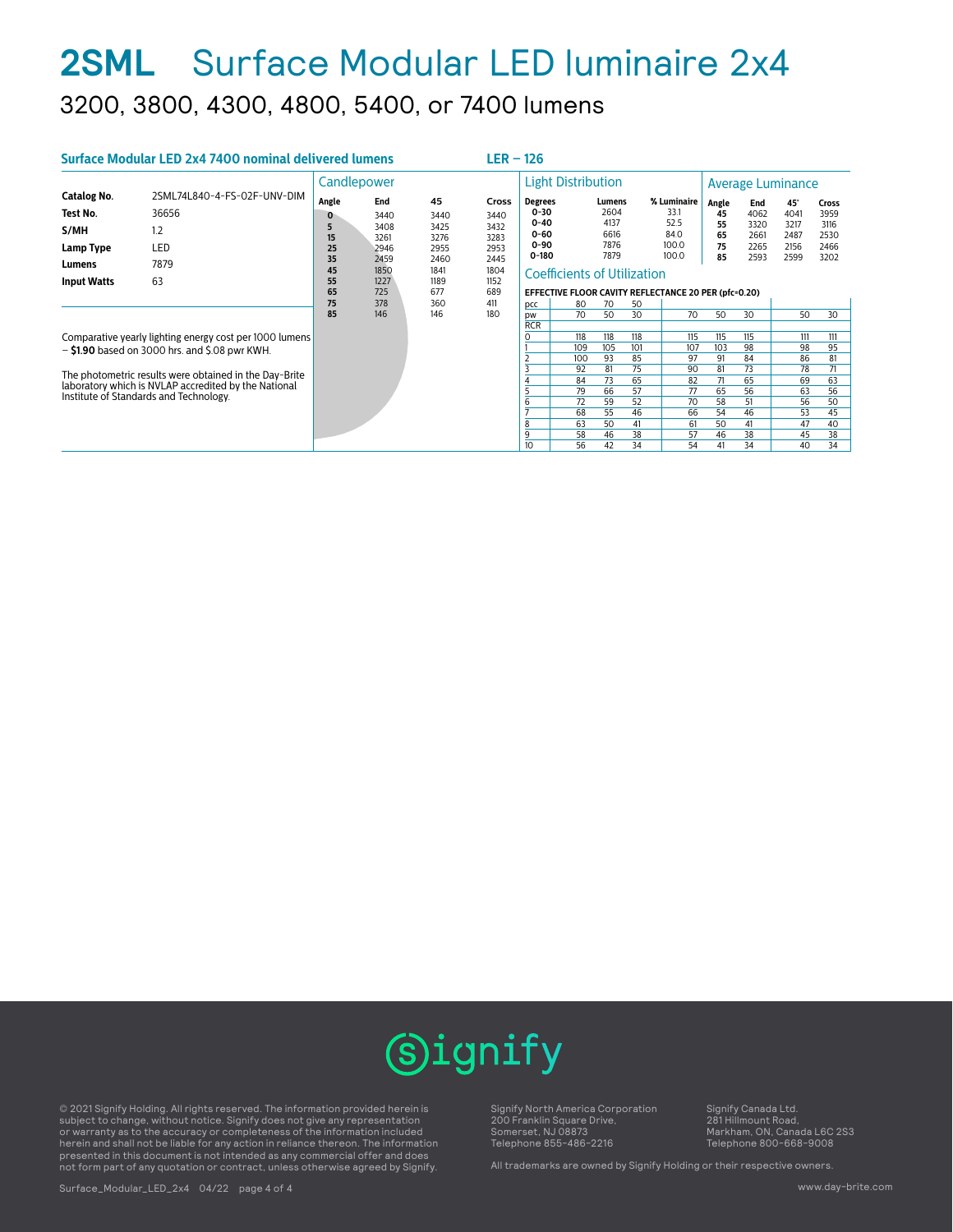# 2SML Surface Modular LED luminaire 2x4

## 3200, 3800, 4300, 4800, 5400, or 7400 lumens

### Surface Modular LED 2x4 7400 nominal delivered lumens

**LER – 126**

| | |
|---|---|
| **Catalog No.** | 2SML74L840-4-FS-02F-UNV-DIM |
| **Test No.** | 36656 |
| **S/MH** | 1.2 |
| **Lamp Type** | LED |
| **Lumens** | 7879 |
| **Input Watts** | 63 |

Comparative yearly lighting energy cost per 1000 lumens – **$1.90** based on 3000 hrs. and $.08 pwr KWH.

The photometric results were obtained in the Day-Brite laboratory which is NVLAP accredited by the National Institute of Standards and Technology.

#### Candlepower

| Angle | End | 45 | Cross |
|---|---|---|---|
| 0 | 3440 | 3440 | 3440 |
| 5 | 3408 | 3425 | 3432 |
| 15 | 3261 | 3276 | 3283 |
| 25 | 2946 | 2955 | 2953 |
| 35 | 2459 | 2460 | 2445 |
| 45 | 1850 | 1841 | 1804 |
| 55 | 1227 | 1189 | 1152 |
| 65 | 725 | 677 | 689 |
| 75 | 378 | 360 | 411 |
| 85 | 146 | 146 | 180 |

#### Light Distribution

| Degrees | Lumens | % Luminaire |
|---|---|---|
| 0–30 | 2604 | 33.1 |
| 0–40 | 4137 | 52.5 |
| 0–60 | 6616 | 84.0 |
| 0–90 | 7876 | 100.0 |
| 0–180 | 7879 | 100.0 |

#### Average Luminance

| Angle | End | 45° | Cross |
|---|---|---|---|
| 45 | 4062 | 4041 | 3959 |
| 55 | 3320 | 3217 | 3116 |
| 65 | 2661 | 2487 | 2530 |
| 75 | 2265 | 2156 | 2466 |
| 85 | 2593 | 2599 | 3202 |

#### Coefficients of Utilization

EFFECTIVE FLOOR CAVITY REFLECTANCE 20 PER (pfc=0.20)

| pcc | 80 | | | 70 | | | 50 | |
|---|---|---|---|---|---|---|---|---|
| pw | 70 | 50 | 30 | 70 | 50 | 30 | 50 | 30 |
| RCR | | | | | | | | |
| 0 | 118 | 118 | 118 | 115 | 115 | 115 | 111 | 111 |
| 1 | 109 | 105 | 101 | 107 | 103 | 98 | 98 | 95 |
| 2 | 100 | 93 | 85 | 97 | 91 | 84 | 86 | 81 |
| 3 | 92 | 81 | 75 | 90 | 81 | 73 | 78 | 71 |
| 4 | 84 | 73 | 65 | 82 | 71 | 65 | 69 | 63 |
| 5 | 79 | 66 | 57 | 77 | 65 | 56 | 63 | 56 |
| 6 | 72 | 59 | 52 | 70 | 58 | 51 | 56 | 50 |
| 7 | 68 | 55 | 46 | 66 | 54 | 46 | 53 | 45 |
| 8 | 63 | 50 | 41 | 61 | 50 | 41 | 47 | 40 |
| 9 | 58 | 46 | 38 | 57 | 46 | 38 | 45 | 38 |
| 10 | 56 | 42 | 34 | 54 | 41 | 34 | 40 | 34 |

signify

© 2021 Signify Holding. All rights reserved. The information provided herein is subject to change, without notice. Signify does not give any representation or warranty as to the accuracy or completeness of the information included herein and shall not be liable for any action in reliance thereon. The information presented in this document is not intended as any commercial offer and does not form part of any quotation or contract, unless otherwise agreed by Signify.

Signify North America Corporation
200 Franklin Square Drive,
Somerset, NJ 08873
Telephone 855-486-2216

Signify Canada Ltd.
281 Hillmount Road,
Markham, ON, Canada L6C 2S3
Telephone 800-668-9008

All trademarks are owned by Signify Holding or their respective owners.

Surface_Modular_LED_2x4 04/22

www.day-brite.com